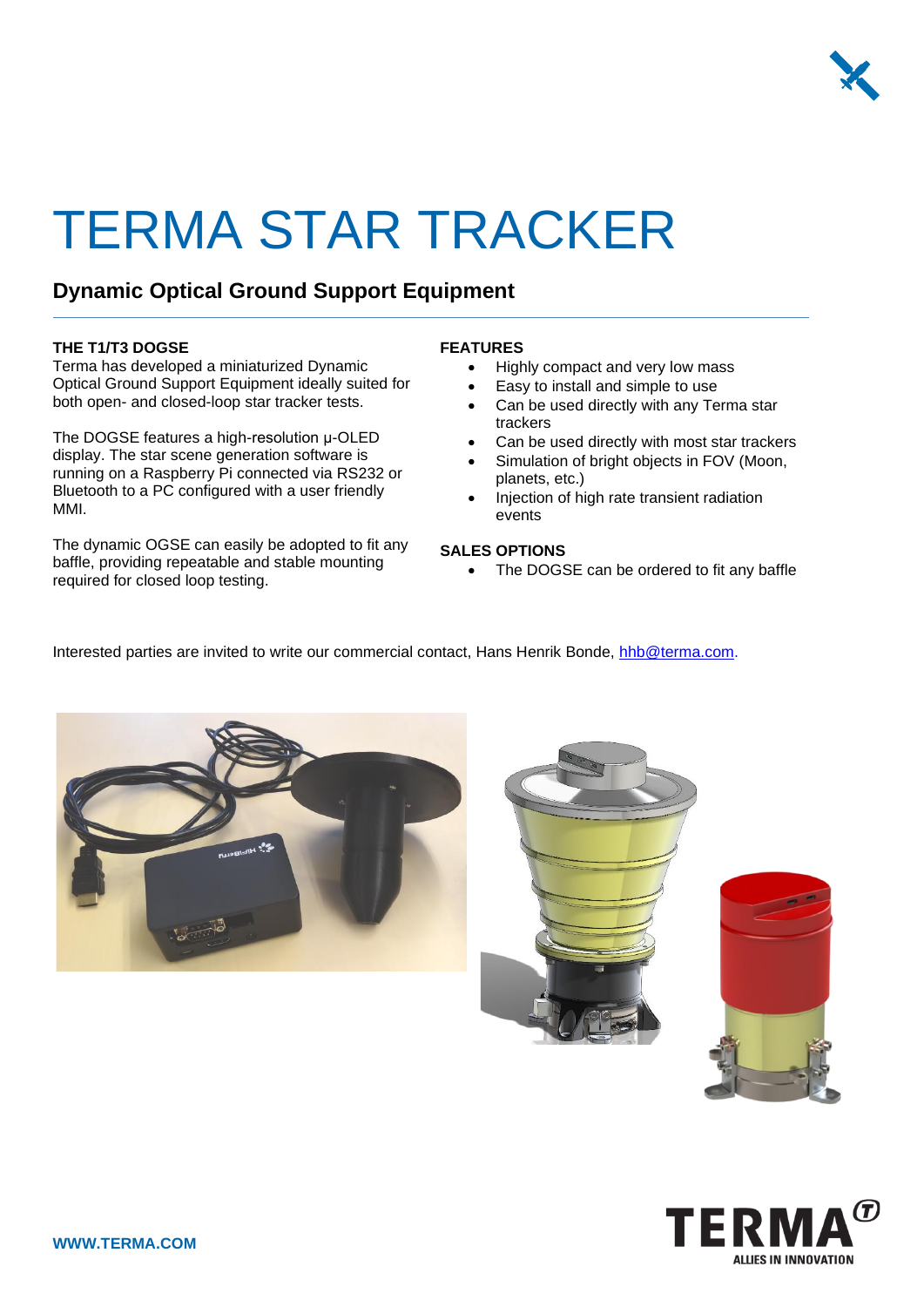# TERMA STAR TRACKER

## Dynamic Optical Ground Support Equipment

**THE T1/T3 DOGSE**

Terma has developed a miniaturized Dynamic Optical Ground Support Equipment ideally suited for both open- and closed-loop star tracker tests.

The DOGSE features a high-resolution µ-OLED display. The star scene generation software is running on a Raspberry Pi connected via RS232 or Bluetooth to a PC configured with a user friendly MMI.

The dynamic OGSE can easily be adopted to fit any baffle, providing repeatable and stable mounting required for closed loop testing.

**FEATURES**

- Highly compact and very low mass
- Easy to install and simple to use
- Can be used directly with any Terma star trackers
- Can be used directly with most star trackers
- Simulation of bright objects in FOV (Moon, planets, etc.)
- Injection of high rate transient radiation events

**SALES OPTIONS**

- The DOGSE can be ordered to fit any baffle

Interested parties are invited to write our commercial contact, Hans Henrik Bonde, hhb@terma.com.

**WWW.TERMA.COM**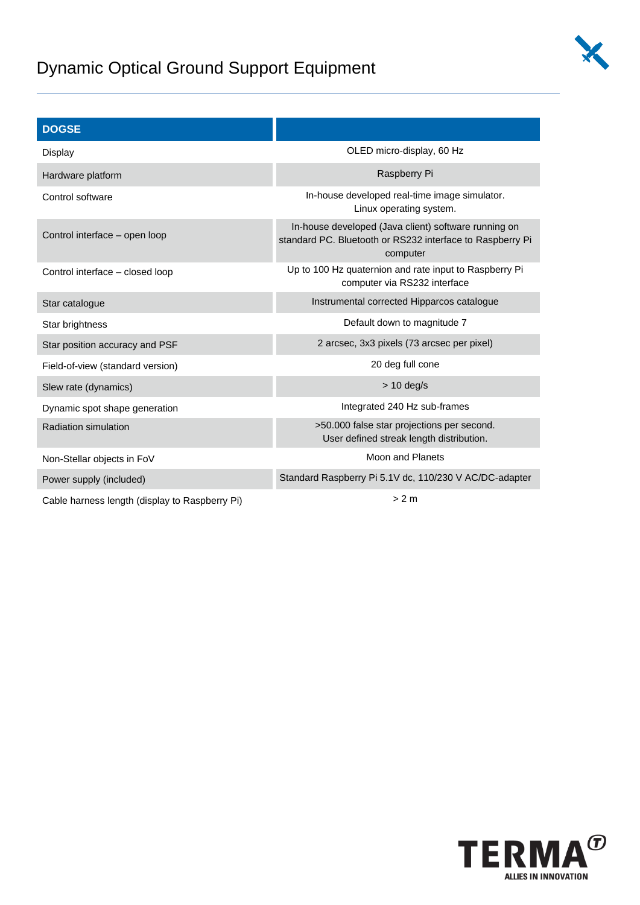# Dynamic Optical Ground Support Equipment

| DOGSE | |
|---|---|
| Display | OLED micro-display, 60 Hz |
| Hardware platform | Raspberry Pi |
| Control software | In-house developed real-time image simulator. Linux operating system. |
| Control interface – open loop | In-house developed (Java client) software running on standard PC. Bluetooth or RS232 interface to Raspberry Pi computer |
| Control interface – closed loop | Up to 100 Hz quaternion and rate input to Raspberry Pi computer via RS232 interface |
| Star catalogue | Instrumental corrected Hipparcos catalogue |
| Star brightness | Default down to magnitude 7 |
| Star position accuracy and PSF | 2 arcsec, 3x3 pixels (73 arcsec per pixel) |
| Field-of-view (standard version) | 20 deg full cone |
| Slew rate (dynamics) | > 10 deg/s |
| Dynamic spot shape generation | Integrated 240 Hz sub-frames |
| Radiation simulation | >50.000 false star projections per second. User defined streak length distribution. |
| Non-Stellar objects in FoV | Moon and Planets |
| Power supply (included) | Standard Raspberry Pi 5.1V dc, 110/230 V AC/DC-adapter |
| Cable harness length (display to Raspberry Pi) | > 2 m |

TERMA
ALLIES IN INNOVATION